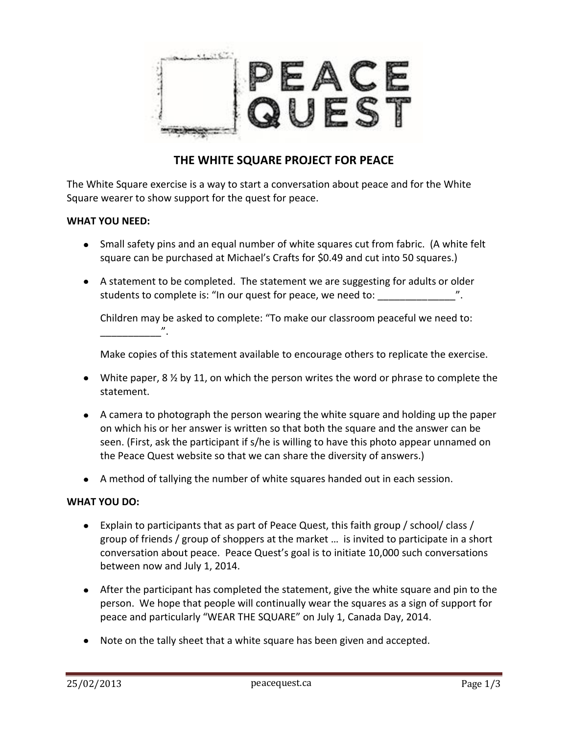PEACE QUEST

# THE WHITE SQUARE PROJECT FOR PEACE

The White Square exercise is a way to start a conversation about peace and for the White Square wearer to show support for the quest for peace.

**WHAT YOU NEED:**

- Small safety pins and an equal number of white squares cut from fabric. (A white felt square can be purchased at Michael's Crafts for $0.49 and cut into 50 squares.)
- A statement to be completed. The statement we are suggesting for adults or older students to complete is: "In our quest for peace, we need to: ______________".

  Children may be asked to complete: "To make our classroom peaceful we need to: ___________".

  Make copies of this statement available to encourage others to replicate the exercise.
- White paper, 8 ½ by 11, on which the person writes the word or phrase to complete the statement.
- A camera to photograph the person wearing the white square and holding up the paper on which his or her answer is written so that both the square and the answer can be seen. (First, ask the participant if s/he is willing to have this photo appear unnamed on the Peace Quest website so that we can share the diversity of answers.)
- A method of tallying the number of white squares handed out in each session.

**WHAT YOU DO:**

- Explain to participants that as part of Peace Quest, this faith group / school/ class / group of friends / group of shoppers at the market … is invited to participate in a short conversation about peace. Peace Quest's goal is to initiate 10,000 such conversations between now and July 1, 2014.
- After the participant has completed the statement, give the white square and pin to the person. We hope that people will continually wear the squares as a sign of support for peace and particularly "WEAR THE SQUARE" on July 1, Canada Day, 2014.
- Note on the tally sheet that a white square has been given and accepted.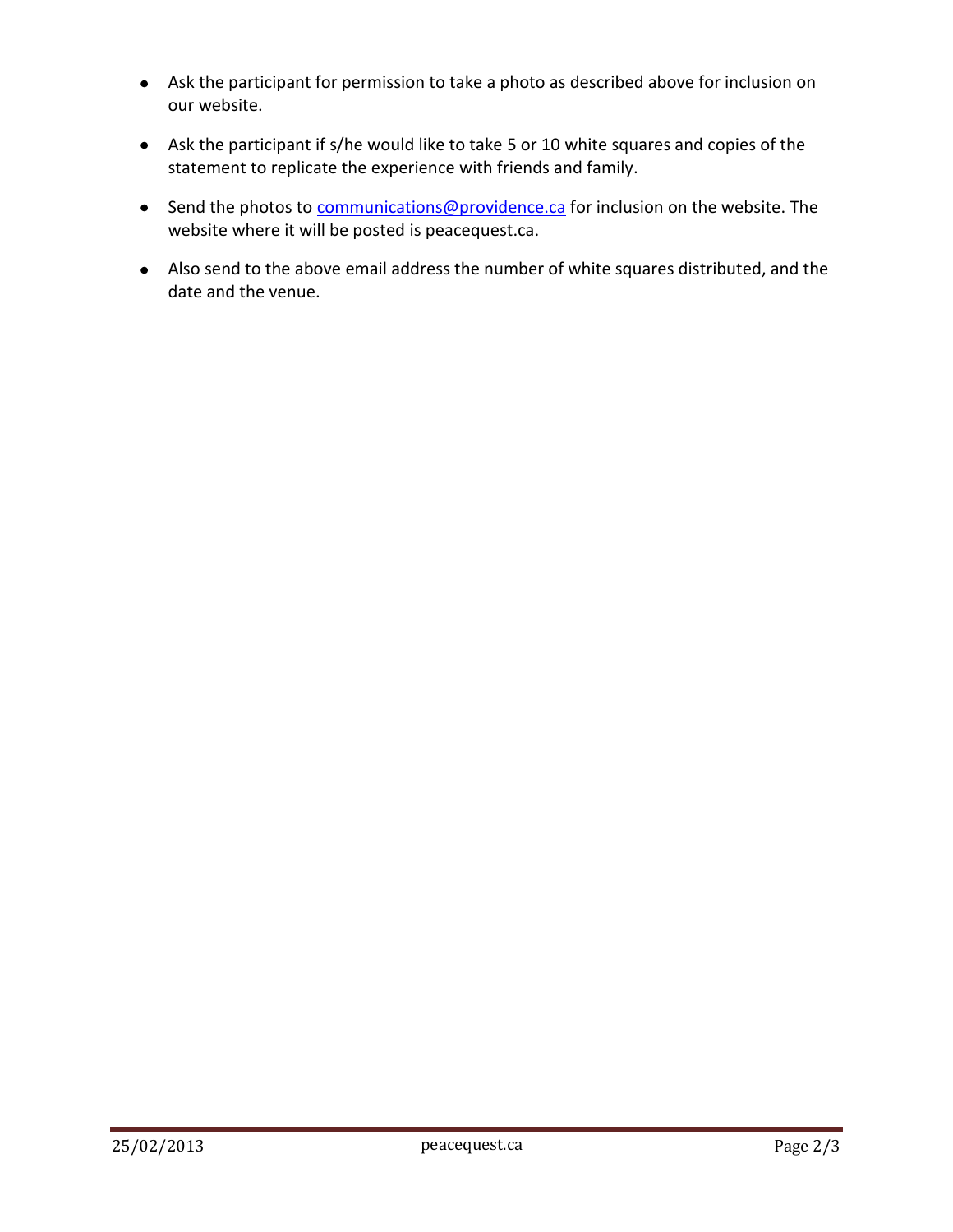- Ask the participant for permission to take a photo as described above for inclusion on our website.
- Ask the participant if s/he would like to take 5 or 10 white squares and copies of the statement to replicate the experience with friends and family.
- Send the photos to communications@providence.ca for inclusion on the website. The website where it will be posted is peacequest.ca.
- Also send to the above email address the number of white squares distributed, and the date and the venue.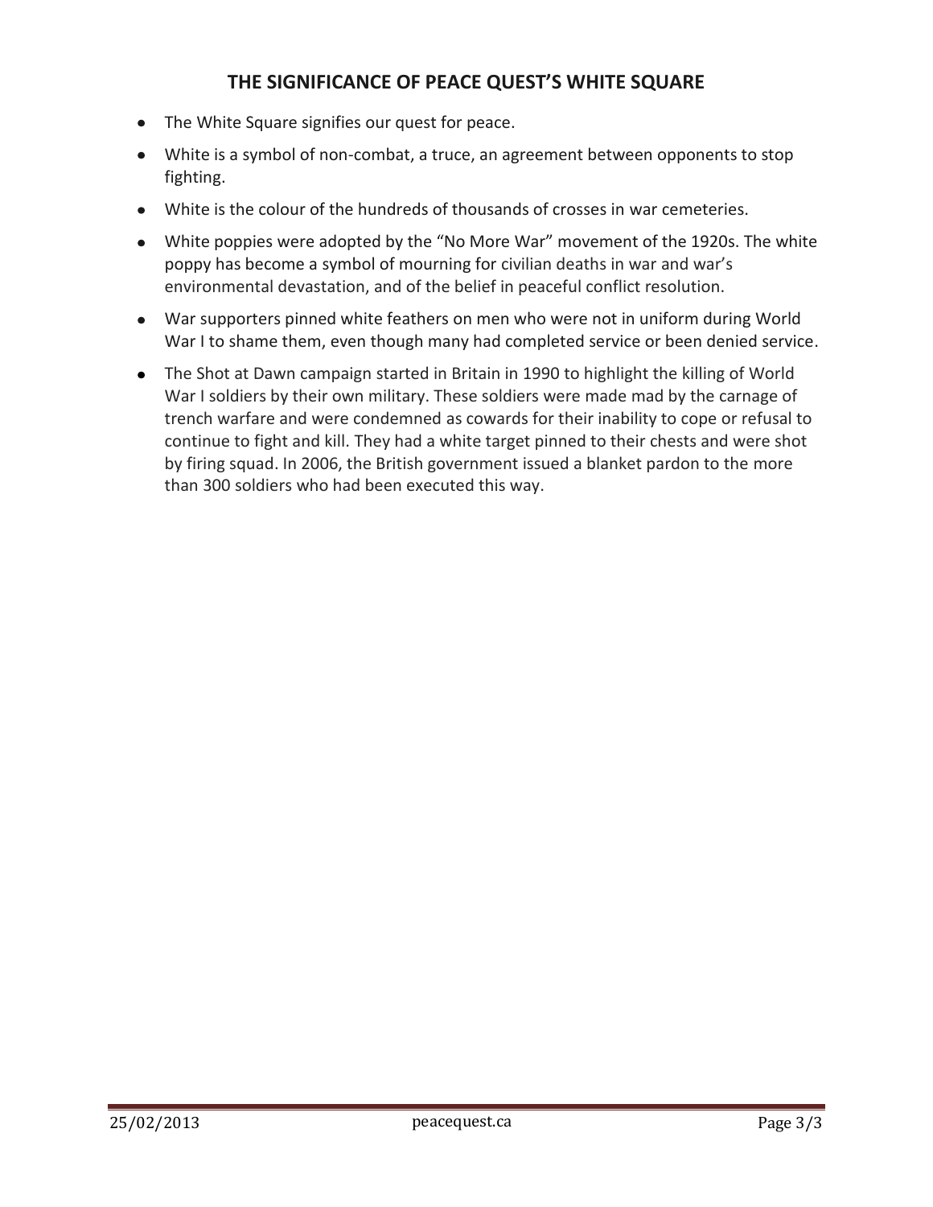## THE SIGNIFICANCE OF PEACE QUEST'S WHITE SQUARE

- The White Square signifies our quest for peace.
- White is a symbol of non-combat, a truce, an agreement between opponents to stop fighting.
- White is the colour of the hundreds of thousands of crosses in war cemeteries.
- White poppies were adopted by the "No More War" movement of the 1920s. The white poppy has become a symbol of mourning for civilian deaths in war and war's environmental devastation, and of the belief in peaceful conflict resolution.
- War supporters pinned white feathers on men who were not in uniform during World War I to shame them, even though many had completed service or been denied service.
- The Shot at Dawn campaign started in Britain in 1990 to highlight the killing of World War I soldiers by their own military. These soldiers were made mad by the carnage of trench warfare and were condemned as cowards for their inability to cope or refusal to continue to fight and kill. They had a white target pinned to their chests and were shot by firing squad. In 2006, the British government issued a blanket pardon to the more than 300 soldiers who had been executed this way.